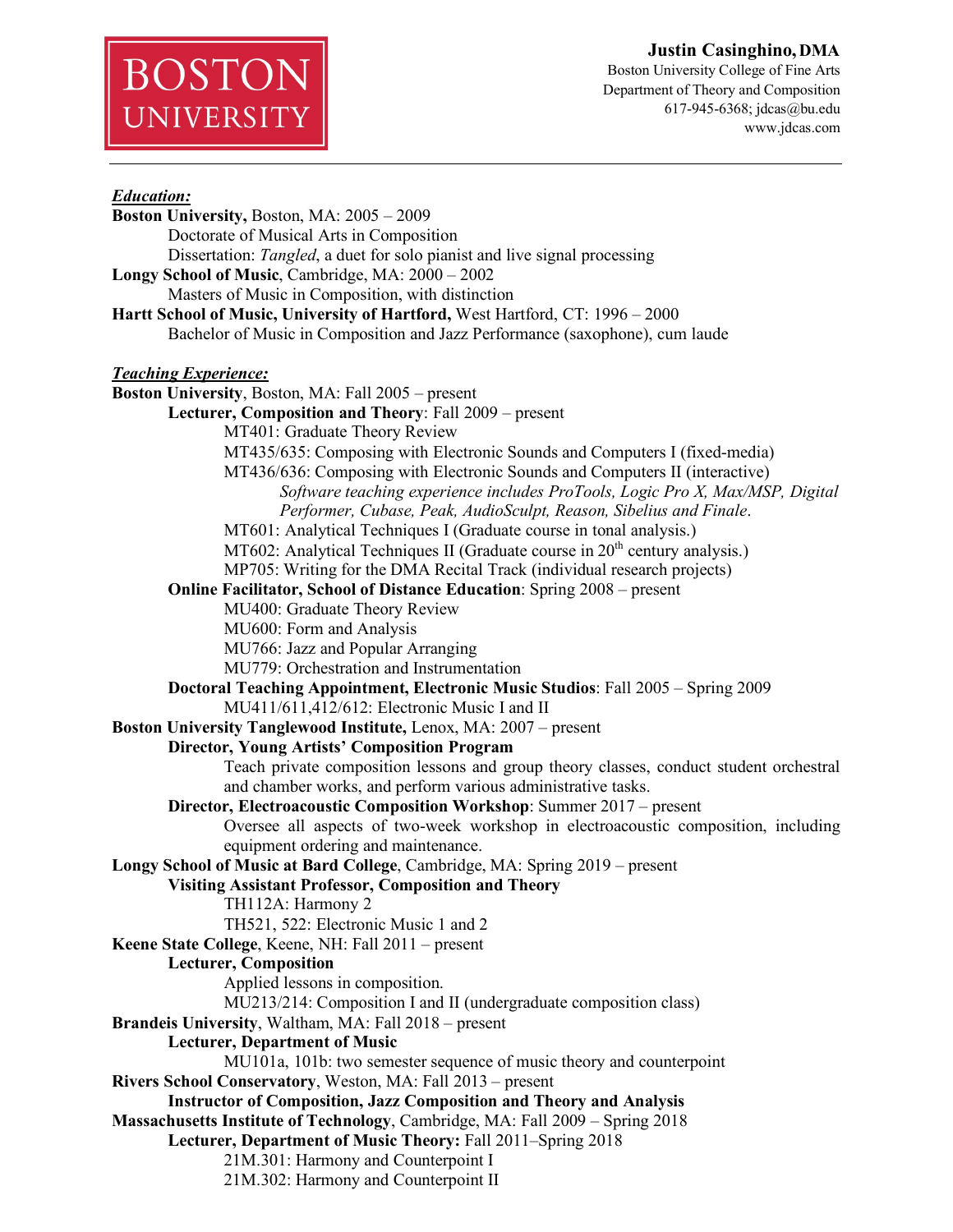BOSTON UNIVERSITY

**Justin Casinghino, DMA**
Boston University College of Fine Arts
Department of Theory and Composition
617-945-6368; jdcas@bu.edu
www.jdcas.com

---

***Education:***

**Boston University,** Boston, MA: 2005 – 2009
Doctorate of Musical Arts in Composition
Dissertation: *Tangled*, a duet for solo pianist and live signal processing

**Longy School of Music**, Cambridge, MA: 2000 – 2002
Masters of Music in Composition, with distinction

**Hartt School of Music, University of Hartford,** West Hartford, CT: 1996 – 2000
Bachelor of Music in Composition and Jazz Performance (saxophone), cum laude

***Teaching Experience:***

**Boston University**, Boston, MA: Fall 2005 – present

- **Lecturer, Composition and Theory**: Fall 2009 – present
  - MT401: Graduate Theory Review
  - MT435/635: Composing with Electronic Sounds and Computers I (fixed-media)
  - MT436/636: Composing with Electronic Sounds and Computers II (interactive)
    - *Software teaching experience includes ProTools, Logic Pro X, Max/MSP, Digital Performer, Cubase, Peak, AudioSculpt, Reason, Sibelius and Finale*.
  - MT601: Analytical Techniques I (Graduate course in tonal analysis.)
  - MT602: Analytical Techniques II (Graduate course in 20th century analysis.)
  - MP705: Writing for the DMA Recital Track (individual research projects)
- **Online Facilitator, School of Distance Education**: Spring 2008 – present
  - MU400: Graduate Theory Review
  - MU600: Form and Analysis
  - MU766: Jazz and Popular Arranging
  - MU779: Orchestration and Instrumentation
- **Doctoral Teaching Appointment, Electronic Music Studios**: Fall 2005 – Spring 2009
  - MU411/611,412/612: Electronic Music I and II

**Boston University Tanglewood Institute,** Lenox, MA: 2007 – present

- **Director, Young Artists' Composition Program**
  - Teach private composition lessons and group theory classes, conduct student orchestral and chamber works, and perform various administrative tasks.
- **Director, Electroacoustic Composition Workshop**: Summer 2017 – present
  - Oversee all aspects of two-week workshop in electroacoustic composition, including equipment ordering and maintenance.

**Longy School of Music at Bard College**, Cambridge, MA: Spring 2019 – present

- **Visiting Assistant Professor, Composition and Theory**
  - TH112A: Harmony 2
  - TH521, 522: Electronic Music 1 and 2

**Keene State College**, Keene, NH: Fall 2011 – present

- **Lecturer, Composition**
  - Applied lessons in composition.
  - MU213/214: Composition I and II (undergraduate composition class)

**Brandeis University**, Waltham, MA: Fall 2018 – present

- **Lecturer, Department of Music**
  - MU101a, 101b: two semester sequence of music theory and counterpoint

**Rivers School Conservatory**, Weston, MA: Fall 2013 – present

- **Instructor of Composition, Jazz Composition and Theory and Analysis**

**Massachusetts Institute of Technology**, Cambridge, MA: Fall 2009 – Spring 2018

- **Lecturer, Department of Music Theory:** Fall 2011–Spring 2018
  - 21M.301: Harmony and Counterpoint I
  - 21M.302: Harmony and Counterpoint II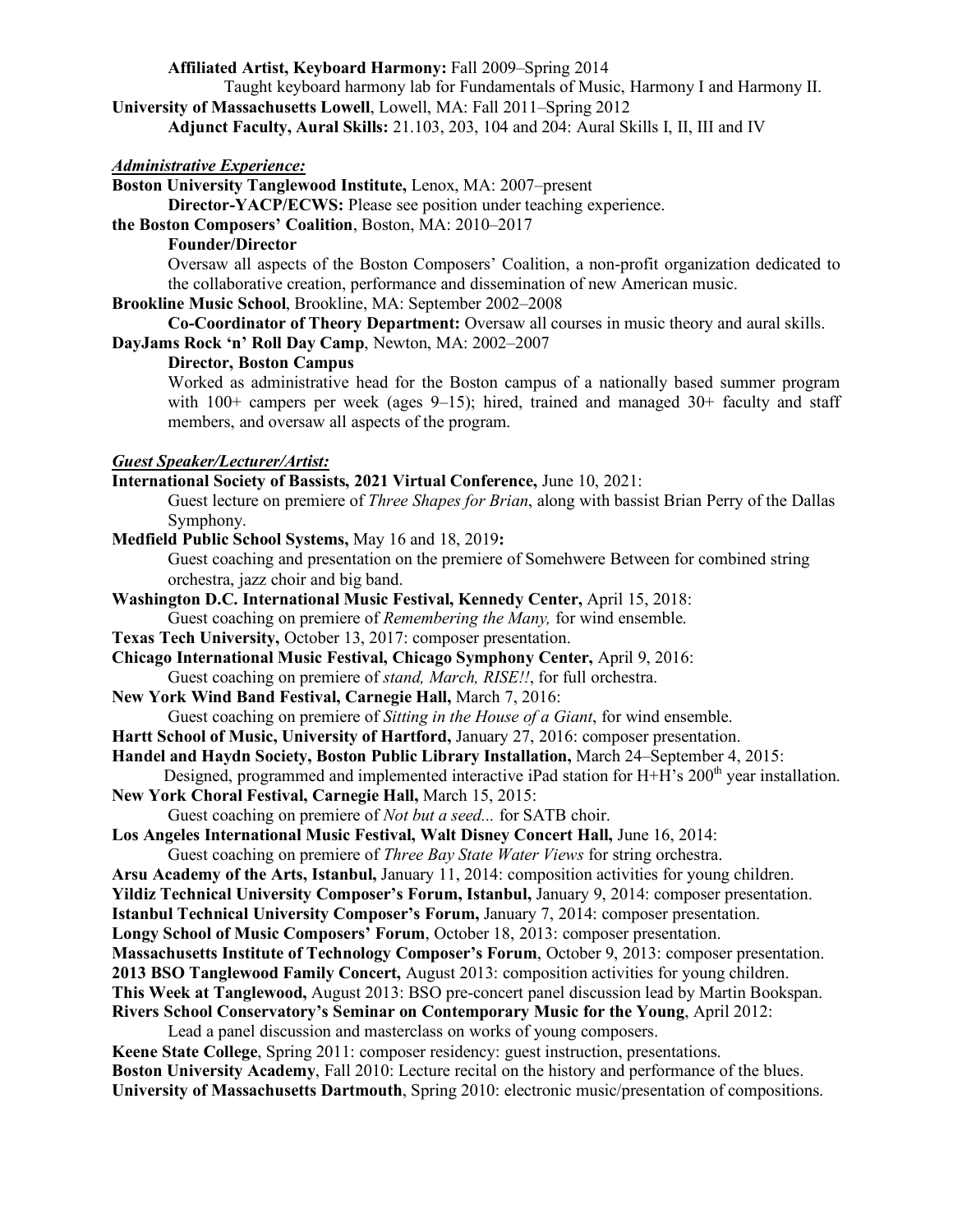**Affiliated Artist, Keyboard Harmony:** Fall 2009–Spring 2014

Taught keyboard harmony lab for Fundamentals of Music, Harmony I and Harmony II.

**University of Massachusetts Lowell**, Lowell, MA: Fall 2011–Spring 2012

**Adjunct Faculty, Aural Skills:** 21.103, 203, 104 and 204: Aural Skills I, II, III and IV

***Administrative Experience:***

**Boston University Tanglewood Institute,** Lenox, MA: 2007–present

**Director-YACP/ECWS:** Please see position under teaching experience.

**the Boston Composers' Coalition**, Boston, MA: 2010–2017

**Founder/Director**

Oversaw all aspects of the Boston Composers' Coalition, a non-profit organization dedicated to the collaborative creation, performance and dissemination of new American music.

**Brookline Music School**, Brookline, MA: September 2002–2008

**Co-Coordinator of Theory Department:** Oversaw all courses in music theory and aural skills.

**DayJams Rock 'n' Roll Day Camp**, Newton, MA: 2002–2007

**Director, Boston Campus**

Worked as administrative head for the Boston campus of a nationally based summer program with 100+ campers per week (ages 9–15); hired, trained and managed 30+ faculty and staff members, and oversaw all aspects of the program.

***Guest Speaker/Lecturer/Artist:***

**International Society of Bassists, 2021 Virtual Conference,** June 10, 2021:

Guest lecture on premiere of *Three Shapes for Brian*, along with bassist Brian Perry of the Dallas Symphony.

**Medfield Public School Systems,** May 16 and 18, 2019**:**

Guest coaching and presentation on the premiere of Somehwere Between for combined string orchestra, jazz choir and big band.

**Washington D.C. International Music Festival, Kennedy Center,** April 15, 2018:

Guest coaching on premiere of *Remembering the Many,* for wind ensemble.

**Texas Tech University,** October 13, 2017: composer presentation.

**Chicago International Music Festival, Chicago Symphony Center,** April 9, 2016:

Guest coaching on premiere of *stand, March, RISE!!*, for full orchestra.

**New York Wind Band Festival, Carnegie Hall,** March 7, 2016:

Guest coaching on premiere of *Sitting in the House of a Giant*, for wind ensemble.

**Hartt School of Music, University of Hartford,** January 27, 2016: composer presentation.

**Handel and Haydn Society, Boston Public Library Installation,** March 24–September 4, 2015:

Designed, programmed and implemented interactive iPad station for H+H's 200th year installation.

**New York Choral Festival, Carnegie Hall,** March 15, 2015:

Guest coaching on premiere of *Not but a seed...* for SATB choir.

**Los Angeles International Music Festival, Walt Disney Concert Hall,** June 16, 2014:

Guest coaching on premiere of *Three Bay State Water Views* for string orchestra.

**Arsu Academy of the Arts, Istanbul,** January 11, 2014: composition activities for young children.

**Yildiz Technical University Composer's Forum, Istanbul,** January 9, 2014: composer presentation.

**Istanbul Technical University Composer's Forum,** January 7, 2014: composer presentation.

**Longy School of Music Composers' Forum**, October 18, 2013: composer presentation.

**Massachusetts Institute of Technology Composer's Forum**, October 9, 2013: composer presentation.

**2013 BSO Tanglewood Family Concert,** August 2013: composition activities for young children.

**This Week at Tanglewood,** August 2013: BSO pre-concert panel discussion lead by Martin Bookspan.

**Rivers School Conservatory's Seminar on Contemporary Music for the Young**, April 2012:

Lead a panel discussion and masterclass on works of young composers.

**Keene State College**, Spring 2011: composer residency: guest instruction, presentations.

**Boston University Academy**, Fall 2010: Lecture recital on the history and performance of the blues.

**University of Massachusetts Dartmouth**, Spring 2010: electronic music/presentation of compositions.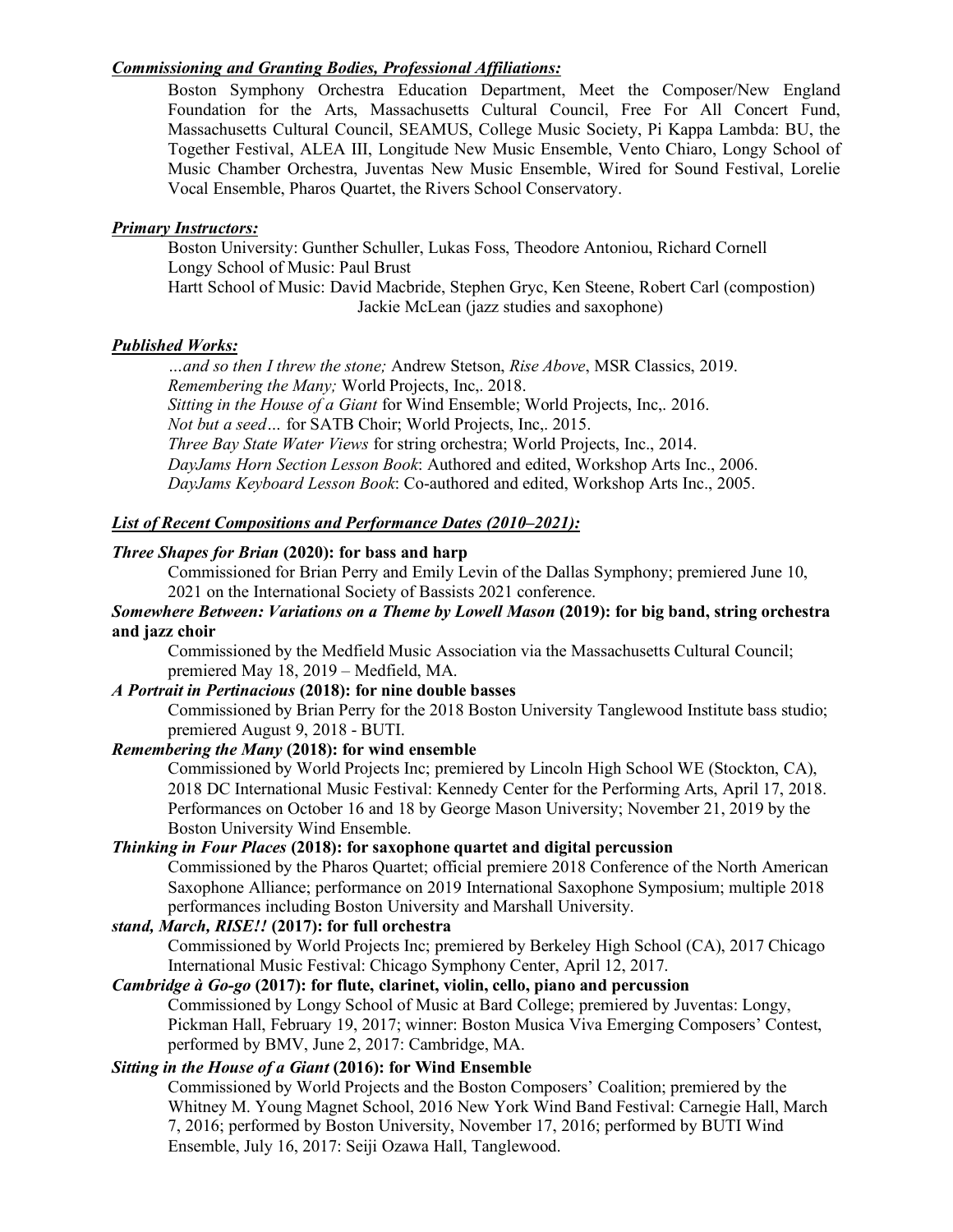***Commissioning and Granting Bodies, Professional Affiliations:***

Boston Symphony Orchestra Education Department, Meet the Composer/New England Foundation for the Arts, Massachusetts Cultural Council, Free For All Concert Fund, Massachusetts Cultural Council, SEAMUS, College Music Society, Pi Kappa Lambda: BU, the Together Festival, ALEA III, Longitude New Music Ensemble, Vento Chiaro, Longy School of Music Chamber Orchestra, Juventas New Music Ensemble, Wired for Sound Festival, Lorelie Vocal Ensemble, Pharos Quartet, the Rivers School Conservatory.

***Primary Instructors:***

Boston University: Gunther Schuller, Lukas Foss, Theodore Antoniou, Richard Cornell
Longy School of Music: Paul Brust
Hartt School of Music: David Macbride, Stephen Gryc, Ken Steene, Robert Carl (compostion)
Jackie McLean (jazz studies and saxophone)

***Published Works:***

*…and so then I threw the stone;* Andrew Stetson, *Rise Above*, MSR Classics, 2019.
*Remembering the Many;* World Projects, Inc,. 2018.
*Sitting in the House of a Giant* for Wind Ensemble; World Projects, Inc,. 2016.
*Not but a seed…* for SATB Choir; World Projects, Inc,. 2015.
*Three Bay State Water Views* for string orchestra; World Projects, Inc., 2014.
*DayJams Horn Section Lesson Book*: Authored and edited, Workshop Arts Inc., 2006.
*DayJams Keyboard Lesson Book*: Co-authored and edited, Workshop Arts Inc., 2005.

***List of Recent Compositions and Performance Dates (2010–2021):***

***Three Shapes for Brian* (2020): for bass and harp**

Commissioned for Brian Perry and Emily Levin of the Dallas Symphony; premiered June 10, 2021 on the International Society of Bassists 2021 conference.

***Somewhere Between: Variations on a Theme by Lowell Mason* (2019): for big band, string orchestra and jazz choir**

Commissioned by the Medfield Music Association via the Massachusetts Cultural Council; premiered May 18, 2019 – Medfield, MA.

***A Portrait in Pertinacious* (2018): for nine double basses**

Commissioned by Brian Perry for the 2018 Boston University Tanglewood Institute bass studio; premiered August 9, 2018 - BUTI.

***Remembering the Many* (2018): for wind ensemble**

Commissioned by World Projects Inc; premiered by Lincoln High School WE (Stockton, CA), 2018 DC International Music Festival: Kennedy Center for the Performing Arts, April 17, 2018. Performances on October 16 and 18 by George Mason University; November 21, 2019 by the Boston University Wind Ensemble.

***Thinking in Four Places* (2018): for saxophone quartet and digital percussion**

Commissioned by the Pharos Quartet; official premiere 2018 Conference of the North American Saxophone Alliance; performance on 2019 International Saxophone Symposium; multiple 2018 performances including Boston University and Marshall University.

***stand, March, RISE!!* (2017): for full orchestra**

Commissioned by World Projects Inc; premiered by Berkeley High School (CA), 2017 Chicago International Music Festival: Chicago Symphony Center, April 12, 2017.

***Cambridge à Go-go* (2017): for flute, clarinet, violin, cello, piano and percussion**

Commissioned by Longy School of Music at Bard College; premiered by Juventas: Longy, Pickman Hall, February 19, 2017; winner: Boston Musica Viva Emerging Composers' Contest, performed by BMV, June 2, 2017: Cambridge, MA.

***Sitting in the House of a Giant* (2016): for Wind Ensemble**

Commissioned by World Projects and the Boston Composers' Coalition; premiered by the Whitney M. Young Magnet School, 2016 New York Wind Band Festival: Carnegie Hall, March 7, 2016; performed by Boston University, November 17, 2016; performed by BUTI Wind Ensemble, July 16, 2017: Seiji Ozawa Hall, Tanglewood.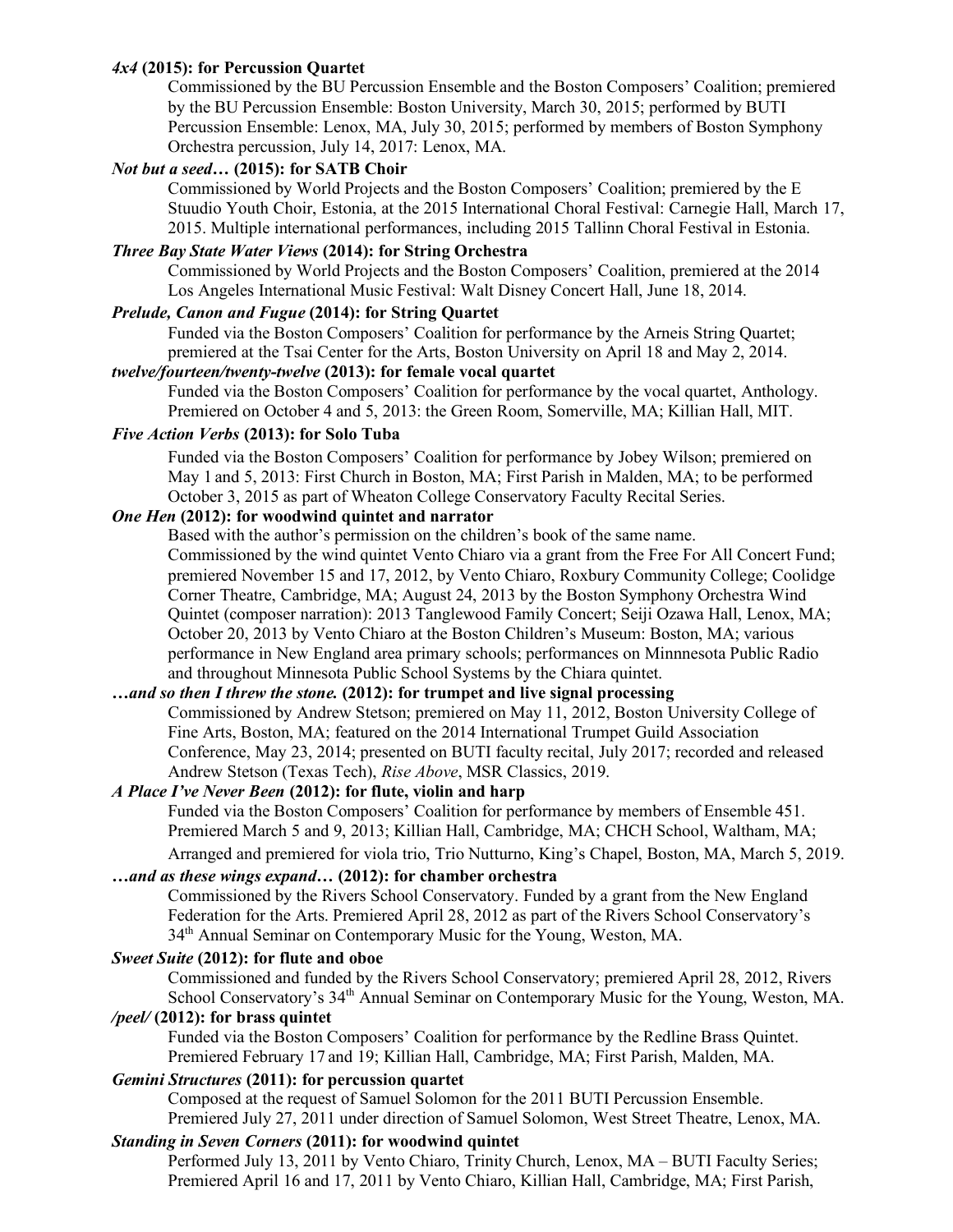***4x4* (2015): for Percussion Quartet**

Commissioned by the BU Percussion Ensemble and the Boston Composers' Coalition; premiered by the BU Percussion Ensemble: Boston University, March 30, 2015; performed by BUTI Percussion Ensemble: Lenox, MA, July 30, 2015; performed by members of Boston Symphony Orchestra percussion, July 14, 2017: Lenox, MA.

***Not but a seed…* (2015): for SATB Choir**

Commissioned by World Projects and the Boston Composers' Coalition; premiered by the E Stuudio Youth Choir, Estonia, at the 2015 International Choral Festival: Carnegie Hall, March 17, 2015. Multiple international performances, including 2015 Tallinn Choral Festival in Estonia.

***Three Bay State Water Views* (2014): for String Orchestra**

Commissioned by World Projects and the Boston Composers' Coalition, premiered at the 2014 Los Angeles International Music Festival: Walt Disney Concert Hall, June 18, 2014.

***Prelude, Canon and Fugue* (2014): for String Quartet**

Funded via the Boston Composers' Coalition for performance by the Arneis String Quartet; premiered at the Tsai Center for the Arts, Boston University on April 18 and May 2, 2014.

***twelve/fourteen/twenty-twelve* (2013): for female vocal quartet**

Funded via the Boston Composers' Coalition for performance by the vocal quartet, Anthology. Premiered on October 4 and 5, 2013: the Green Room, Somerville, MA; Killian Hall, MIT.

***Five Action Verbs* (2013): for Solo Tuba**

Funded via the Boston Composers' Coalition for performance by Jobey Wilson; premiered on May 1 and 5, 2013: First Church in Boston, MA; First Parish in Malden, MA; to be performed October 3, 2015 as part of Wheaton College Conservatory Faculty Recital Series.

***One Hen* (2012): for woodwind quintet and narrator**

Based with the author's permission on the children's book of the same name.
Commissioned by the wind quintet Vento Chiaro via a grant from the Free For All Concert Fund; premiered November 15 and 17, 2012, by Vento Chiaro, Roxbury Community College; Coolidge Corner Theatre, Cambridge, MA; August 24, 2013 by the Boston Symphony Orchestra Wind Quintet (composer narration): 2013 Tanglewood Family Concert; Seiji Ozawa Hall, Lenox, MA; October 20, 2013 by Vento Chiaro at the Boston Children's Museum: Boston, MA; various performance in New England area primary schools; performances on Minnnesota Public Radio and throughout Minnesota Public School Systems by the Chiara quintet.

***…and so then I threw the stone.* (2012): for trumpet and live signal processing**

Commissioned by Andrew Stetson; premiered on May 11, 2012, Boston University College of Fine Arts, Boston, MA; featured on the 2014 International Trumpet Guild Association Conference, May 23, 2014; presented on BUTI faculty recital, July 2017; recorded and released Andrew Stetson (Texas Tech), *Rise Above*, MSR Classics, 2019.

***A Place I've Never Been* (2012): for flute, violin and harp**

Funded via the Boston Composers' Coalition for performance by members of Ensemble 451. Premiered March 5 and 9, 2013; Killian Hall, Cambridge, MA; CHCH School, Waltham, MA; Arranged and premiered for viola trio, Trio Nutturno, King's Chapel, Boston, MA, March 5, 2019.

***…and as these wings expand…* (2012): for chamber orchestra**

Commissioned by the Rivers School Conservatory. Funded by a grant from the New England Federation for the Arts. Premiered April 28, 2012 as part of the Rivers School Conservatory's 34th Annual Seminar on Contemporary Music for the Young, Weston, MA.

***Sweet Suite* (2012): for flute and oboe**

Commissioned and funded by the Rivers School Conservatory; premiered April 28, 2012, Rivers School Conservatory's 34th Annual Seminar on Contemporary Music for the Young, Weston, MA.

***/peel/* (2012): for brass quintet**

Funded via the Boston Composers' Coalition for performance by the Redline Brass Quintet. Premiered February 17 and 19; Killian Hall, Cambridge, MA; First Parish, Malden, MA.

***Gemini Structures* (2011): for percussion quartet**

Composed at the request of Samuel Solomon for the 2011 BUTI Percussion Ensemble. Premiered July 27, 2011 under direction of Samuel Solomon, West Street Theatre, Lenox, MA.

***Standing in Seven Corners* (2011): for woodwind quintet**

Performed July 13, 2011 by Vento Chiaro, Trinity Church, Lenox, MA – BUTI Faculty Series; Premiered April 16 and 17, 2011 by Vento Chiaro, Killian Hall, Cambridge, MA; First Parish,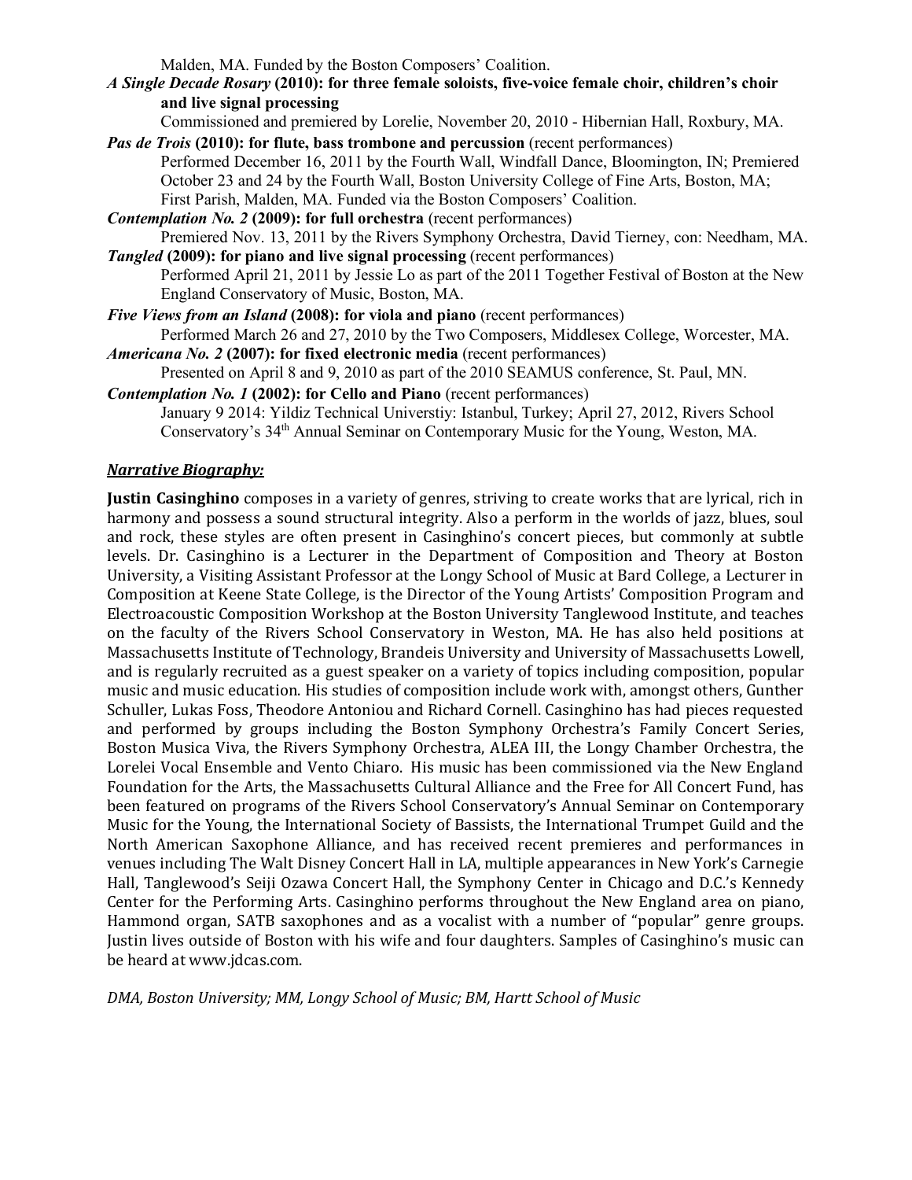Malden, MA. Funded by the Boston Composers' Coalition.

***A Single Decade Rosary* (2010): for three female soloists, five-voice female choir, children's choir and live signal processing**
Commissioned and premiered by Lorelie, November 20, 2010 - Hibernian Hall, Roxbury, MA.

***Pas de Trois* (2010): for flute, bass trombone and percussion** (recent performances)
Performed December 16, 2011 by the Fourth Wall, Windfall Dance, Bloomington, IN; Premiered October 23 and 24 by the Fourth Wall, Boston University College of Fine Arts, Boston, MA; First Parish, Malden, MA. Funded via the Boston Composers' Coalition.

***Contemplation No. 2* (2009): for full orchestra** (recent performances)
Premiered Nov. 13, 2011 by the Rivers Symphony Orchestra, David Tierney, con: Needham, MA.

***Tangled* (2009): for piano and live signal processing** (recent performances)
Performed April 21, 2011 by Jessie Lo as part of the 2011 Together Festival of Boston at the New England Conservatory of Music, Boston, MA.

***Five Views from an Island* (2008): for viola and piano** (recent performances)
Performed March 26 and 27, 2010 by the Two Composers, Middlesex College, Worcester, MA.

***Americana No. 2* (2007): for fixed electronic media** (recent performances)
Presented on April 8 and 9, 2010 as part of the 2010 SEAMUS conference, St. Paul, MN.

***Contemplation No. 1* (2002): for Cello and Piano** (recent performances)
January 9 2014: Yildiz Technical Universtiy: Istanbul, Turkey; April 27, 2012, Rivers School Conservatory's 34th Annual Seminar on Contemporary Music for the Young, Weston, MA.

***Narrative Biography:***

**Justin Casinghino** composes in a variety of genres, striving to create works that are lyrical, rich in harmony and possess a sound structural integrity. Also a perform in the worlds of jazz, blues, soul and rock, these styles are often present in Casinghino's concert pieces, but commonly at subtle levels. Dr. Casinghino is a Lecturer in the Department of Composition and Theory at Boston University, a Visiting Assistant Professor at the Longy School of Music at Bard College, a Lecturer in Composition at Keene State College, is the Director of the Young Artists' Composition Program and Electroacoustic Composition Workshop at the Boston University Tanglewood Institute, and teaches on the faculty of the Rivers School Conservatory in Weston, MA. He has also held positions at Massachusetts Institute of Technology, Brandeis University and University of Massachusetts Lowell, and is regularly recruited as a guest speaker on a variety of topics including composition, popular music and music education. His studies of composition include work with, amongst others, Gunther Schuller, Lukas Foss, Theodore Antoniou and Richard Cornell. Casinghino has had pieces requested and performed by groups including the Boston Symphony Orchestra's Family Concert Series, Boston Musica Viva, the Rivers Symphony Orchestra, ALEA III, the Longy Chamber Orchestra, the Lorelei Vocal Ensemble and Vento Chiaro. His music has been commissioned via the New England Foundation for the Arts, the Massachusetts Cultural Alliance and the Free for All Concert Fund, has been featured on programs of the Rivers School Conservatory's Annual Seminar on Contemporary Music for the Young, the International Society of Bassists, the International Trumpet Guild and the North American Saxophone Alliance, and has received recent premieres and performances in venues including The Walt Disney Concert Hall in LA, multiple appearances in New York's Carnegie Hall, Tanglewood's Seiji Ozawa Concert Hall, the Symphony Center in Chicago and D.C.'s Kennedy Center for the Performing Arts. Casinghino performs throughout the New England area on piano, Hammond organ, SATB saxophones and as a vocalist with a number of "popular" genre groups. Justin lives outside of Boston with his wife and four daughters. Samples of Casinghino's music can be heard at www.jdcas.com.

*DMA, Boston University; MM, Longy School of Music; BM, Hartt School of Music*